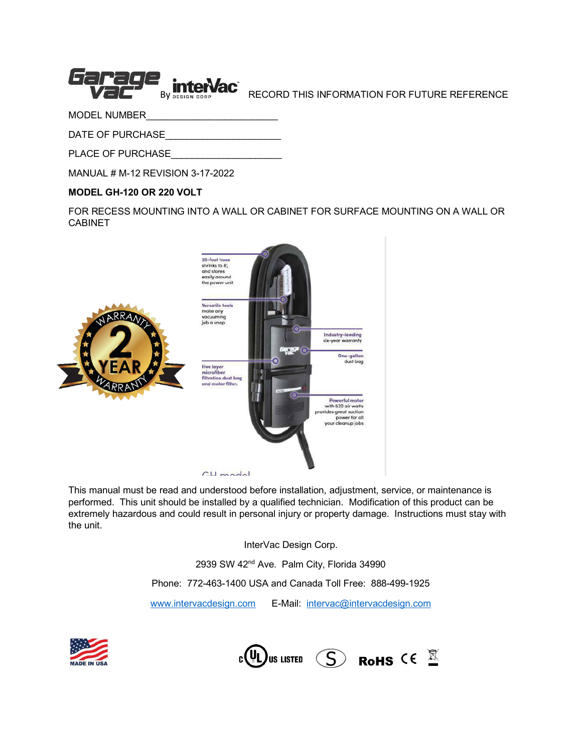Garage Vac By interVac DESIGN CORP RECORD THIS INFORMATION FOR FUTURE REFERENCE

MODEL NUMBER________________________

DATE OF PURCHASE_____________________

PLACE OF PURCHASE____________________

MANUAL # M-12 REVISION 3-17-2022

**MODEL GH-120 OR 220 VOLT**

FOR RECESS MOUNTING INTO A WALL OR CABINET FOR SURFACE MOUNTING ON A WALL OR CABINET

This manual must be read and understood before installation, adjustment, service, or maintenance is performed. This unit should be installed by a qualified technician. Modification of this product can be extremely hazardous and could result in personal injury or property damage. Instructions must stay with the unit.

InterVac Design Corp.

2939 SW 42nd Ave. Palm City, Florida 34990

Phone: 772-463-1400 USA and Canada Toll Free: 888-499-1925

www.intervacdesign.com E-Mail: intervac@intervacdesign.com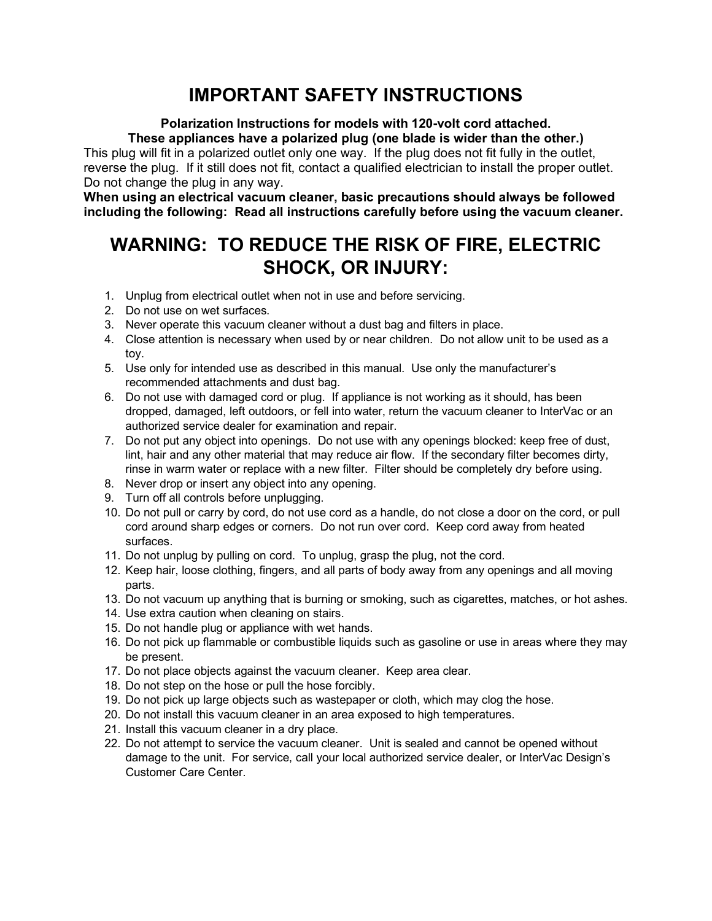# IMPORTANT SAFETY INSTRUCTIONS

**Polarization Instructions for models with 120-volt cord attached.**
**These appliances have a polarized plug (one blade is wider than the other.)**

This plug will fit in a polarized outlet only one way. If the plug does not fit fully in the outlet, reverse the plug. If it still does not fit, contact a qualified electrician to install the proper outlet. Do not change the plug in any way.

**When using an electrical vacuum cleaner, basic precautions should always be followed including the following: Read all instructions carefully before using the vacuum cleaner.**

## WARNING: TO REDUCE THE RISK OF FIRE, ELECTRIC SHOCK, OR INJURY:

1. Unplug from electrical outlet when not in use and before servicing.
2. Do not use on wet surfaces.
3. Never operate this vacuum cleaner without a dust bag and filters in place.
4. Close attention is necessary when used by or near children. Do not allow unit to be used as a toy.
5. Use only for intended use as described in this manual. Use only the manufacturer's recommended attachments and dust bag.
6. Do not use with damaged cord or plug. If appliance is not working as it should, has been dropped, damaged, left outdoors, or fell into water, return the vacuum cleaner to InterVac or an authorized service dealer for examination and repair.
7. Do not put any object into openings. Do not use with any openings blocked: keep free of dust, lint, hair and any other material that may reduce air flow. If the secondary filter becomes dirty, rinse in warm water or replace with a new filter. Filter should be completely dry before using.
8. Never drop or insert any object into any opening.
9. Turn off all controls before unplugging.
10. Do not pull or carry by cord, do not use cord as a handle, do not close a door on the cord, or pull cord around sharp edges or corners. Do not run over cord. Keep cord away from heated surfaces.
11. Do not unplug by pulling on cord. To unplug, grasp the plug, not the cord.
12. Keep hair, loose clothing, fingers, and all parts of body away from any openings and all moving parts.
13. Do not vacuum up anything that is burning or smoking, such as cigarettes, matches, or hot ashes.
14. Use extra caution when cleaning on stairs.
15. Do not handle plug or appliance with wet hands.
16. Do not pick up flammable or combustible liquids such as gasoline or use in areas where they may be present.
17. Do not place objects against the vacuum cleaner. Keep area clear.
18. Do not step on the hose or pull the hose forcibly.
19. Do not pick up large objects such as wastepaper or cloth, which may clog the hose.
20. Do not install this vacuum cleaner in an area exposed to high temperatures.
21. Install this vacuum cleaner in a dry place.
22. Do not attempt to service the vacuum cleaner. Unit is sealed and cannot be opened without damage to the unit. For service, call your local authorized service dealer, or InterVac Design's Customer Care Center.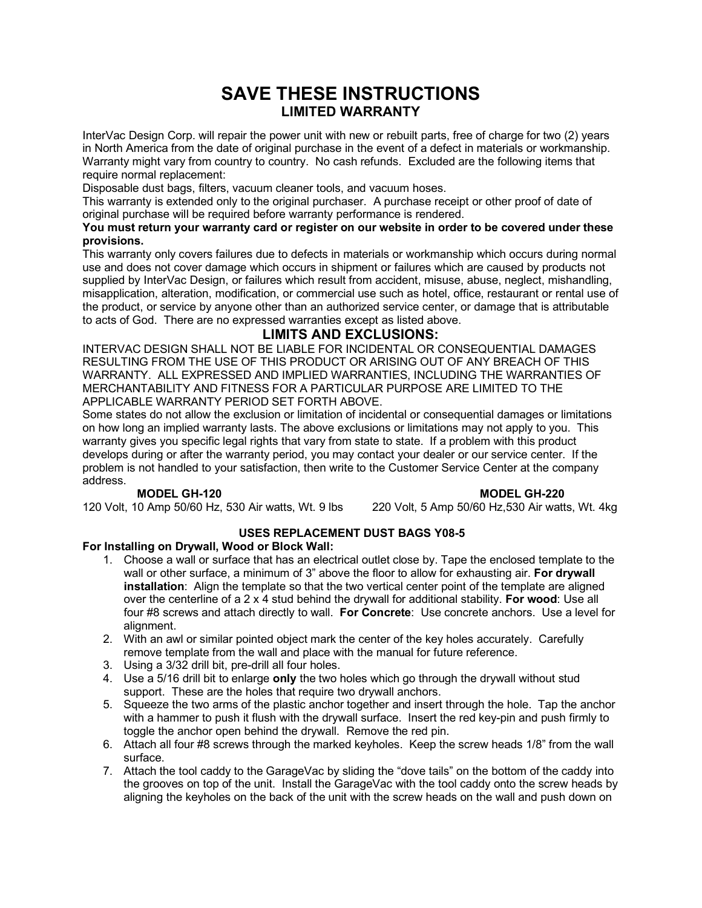# SAVE THESE INSTRUCTIONS

## LIMITED WARRANTY

InterVac Design Corp. will repair the power unit with new or rebuilt parts, free of charge for two (2) years in North America from the date of original purchase in the event of a defect in materials or workmanship. Warranty might vary from country to country. No cash refunds. Excluded are the following items that require normal replacement:

Disposable dust bags, filters, vacuum cleaner tools, and vacuum hoses.

This warranty is extended only to the original purchaser. A purchase receipt or other proof of date of original purchase will be required before warranty performance is rendered.

**You must return your warranty card or register on our website in order to be covered under these provisions.**

This warranty only covers failures due to defects in materials or workmanship which occurs during normal use and does not cover damage which occurs in shipment or failures which are caused by products not supplied by InterVac Design, or failures which result from accident, misuse, abuse, neglect, mishandling, misapplication, alteration, modification, or commercial use such as hotel, office, restaurant or rental use of the product, or service by anyone other than an authorized service center, or damage that is attributable to acts of God. There are no expressed warranties except as listed above.

## LIMITS AND EXCLUSIONS:

INTERVAC DESIGN SHALL NOT BE LIABLE FOR INCIDENTAL OR CONSEQUENTIAL DAMAGES RESULTING FROM THE USE OF THIS PRODUCT OR ARISING OUT OF ANY BREACH OF THIS WARRANTY. ALL EXPRESSED AND IMPLIED WARRANTIES, INCLUDING THE WARRANTIES OF MERCHANTABILITY AND FITNESS FOR A PARTICULAR PURPOSE ARE LIMITED TO THE APPLICABLE WARRANTY PERIOD SET FORTH ABOVE.

Some states do not allow the exclusion or limitation of incidental or consequential damages or limitations on how long an implied warranty lasts. The above exclusions or limitations may not apply to you. This warranty gives you specific legal rights that vary from state to state. If a problem with this product develops during or after the warranty period, you may contact your dealer or our service center. If the problem is not handled to your satisfaction, then write to the Customer Service Center at the company address.

**MODEL GH-120**
120 Volt, 10 Amp 50/60 Hz, 530 Air watts, Wt. 9 lbs

**MODEL GH-220**
220 Volt, 5 Amp 50/60 Hz,530 Air watts, Wt. 4kg

**USES REPLACEMENT DUST BAGS Y08-5**

**For Installing on Drywall, Wood or Block Wall:**

1. Choose a wall or surface that has an electrical outlet close by. Tape the enclosed template to the wall or other surface, a minimum of 3" above the floor to allow for exhausting air. **For drywall installation**: Align the template so that the two vertical center point of the template are aligned over the centerline of a 2 x 4 stud behind the drywall for additional stability. **For wood**: Use all four #8 screws and attach directly to wall. **For Concrete**: Use concrete anchors. Use a level for alignment.
2. With an awl or similar pointed object mark the center of the key holes accurately. Carefully remove template from the wall and place with the manual for future reference.
3. Using a 3/32 drill bit, pre-drill all four holes.
4. Use a 5/16 drill bit to enlarge **only** the two holes which go through the drywall without stud support. These are the holes that require two drywall anchors.
5. Squeeze the two arms of the plastic anchor together and insert through the hole. Tap the anchor with a hammer to push it flush with the drywall surface. Insert the red key-pin and push firmly to toggle the anchor open behind the drywall. Remove the red pin.
6. Attach all four #8 screws through the marked keyholes. Keep the screw heads 1/8" from the wall surface.
7. Attach the tool caddy to the GarageVac by sliding the "dove tails" on the bottom of the caddy into the grooves on top of the unit. Install the GarageVac with the tool caddy onto the screw heads by aligning the keyholes on the back of the unit with the screw heads on the wall and push down on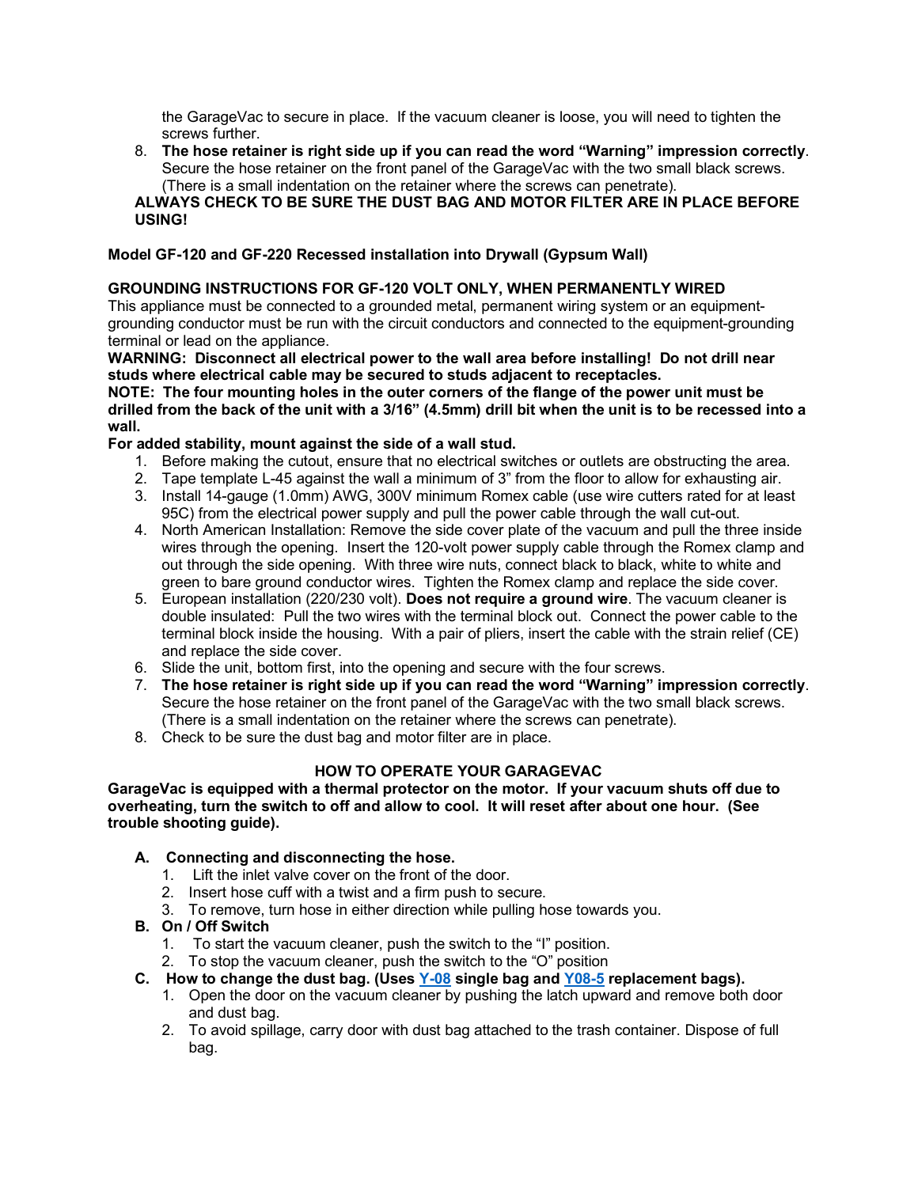the GarageVac to secure in place. If the vacuum cleaner is loose, you will need to tighten the screws further.

8. **The hose retainer is right side up if you can read the word "Warning" impression correctly**. Secure the hose retainer on the front panel of the GarageVac with the two small black screws. (There is a small indentation on the retainer where the screws can penetrate).

**ALWAYS CHECK TO BE SURE THE DUST BAG AND MOTOR FILTER ARE IN PLACE BEFORE USING!**

**Model GF-120 and GF-220 Recessed installation into Drywall (Gypsum Wall)**

**GROUNDING INSTRUCTIONS FOR GF-120 VOLT ONLY, WHEN PERMANENTLY WIRED**

This appliance must be connected to a grounded metal, permanent wiring system or an equipment-grounding conductor must be run with the circuit conductors and connected to the equipment-grounding terminal or lead on the appliance.

**WARNING: Disconnect all electrical power to the wall area before installing! Do not drill near studs where electrical cable may be secured to studs adjacent to receptacles.**

**NOTE: The four mounting holes in the outer corners of the flange of the power unit must be drilled from the back of the unit with a 3/16" (4.5mm) drill bit when the unit is to be recessed into a wall.**

**For added stability, mount against the side of a wall stud.**

1. Before making the cutout, ensure that no electrical switches or outlets are obstructing the area.
2. Tape template L-45 against the wall a minimum of 3" from the floor to allow for exhausting air.
3. Install 14-gauge (1.0mm) AWG, 300V minimum Romex cable (use wire cutters rated for at least 95C) from the electrical power supply and pull the power cable through the wall cut-out.
4. North American Installation: Remove the side cover plate of the vacuum and pull the three inside wires through the opening. Insert the 120-volt power supply cable through the Romex clamp and out through the side opening. With three wire nuts, connect black to black, white to white and green to bare ground conductor wires. Tighten the Romex clamp and replace the side cover.
5. European installation (220/230 volt). **Does not require a ground wire**. The vacuum cleaner is double insulated: Pull the two wires with the terminal block out. Connect the power cable to the terminal block inside the housing. With a pair of pliers, insert the cable with the strain relief (CE) and replace the side cover.
6. Slide the unit, bottom first, into the opening and secure with the four screws.
7. **The hose retainer is right side up if you can read the word "Warning" impression correctly**. Secure the hose retainer on the front panel of the GarageVac with the two small black screws. (There is a small indentation on the retainer where the screws can penetrate).
8. Check to be sure the dust bag and motor filter are in place.

## HOW TO OPERATE YOUR GARAGEVAC

**GarageVac is equipped with a thermal protector on the motor. If your vacuum shuts off due to overheating, turn the switch to off and allow to cool. It will reset after about one hour. (See trouble shooting guide).**

**A. Connecting and disconnecting the hose.**

1. Lift the inlet valve cover on the front of the door.
2. Insert hose cuff with a twist and a firm push to secure.
3. To remove, turn hose in either direction while pulling hose towards you.

**B. On / Off Switch**

1. To start the vacuum cleaner, push the switch to the "I" position.
2. To stop the vacuum cleaner, push the switch to the "O" position

**C. How to change the dust bag. (Uses Y-08 single bag and Y08-5 replacement bags).**

1. Open the door on the vacuum cleaner by pushing the latch upward and remove both door and dust bag.
2. To avoid spillage, carry door with dust bag attached to the trash container. Dispose of full bag.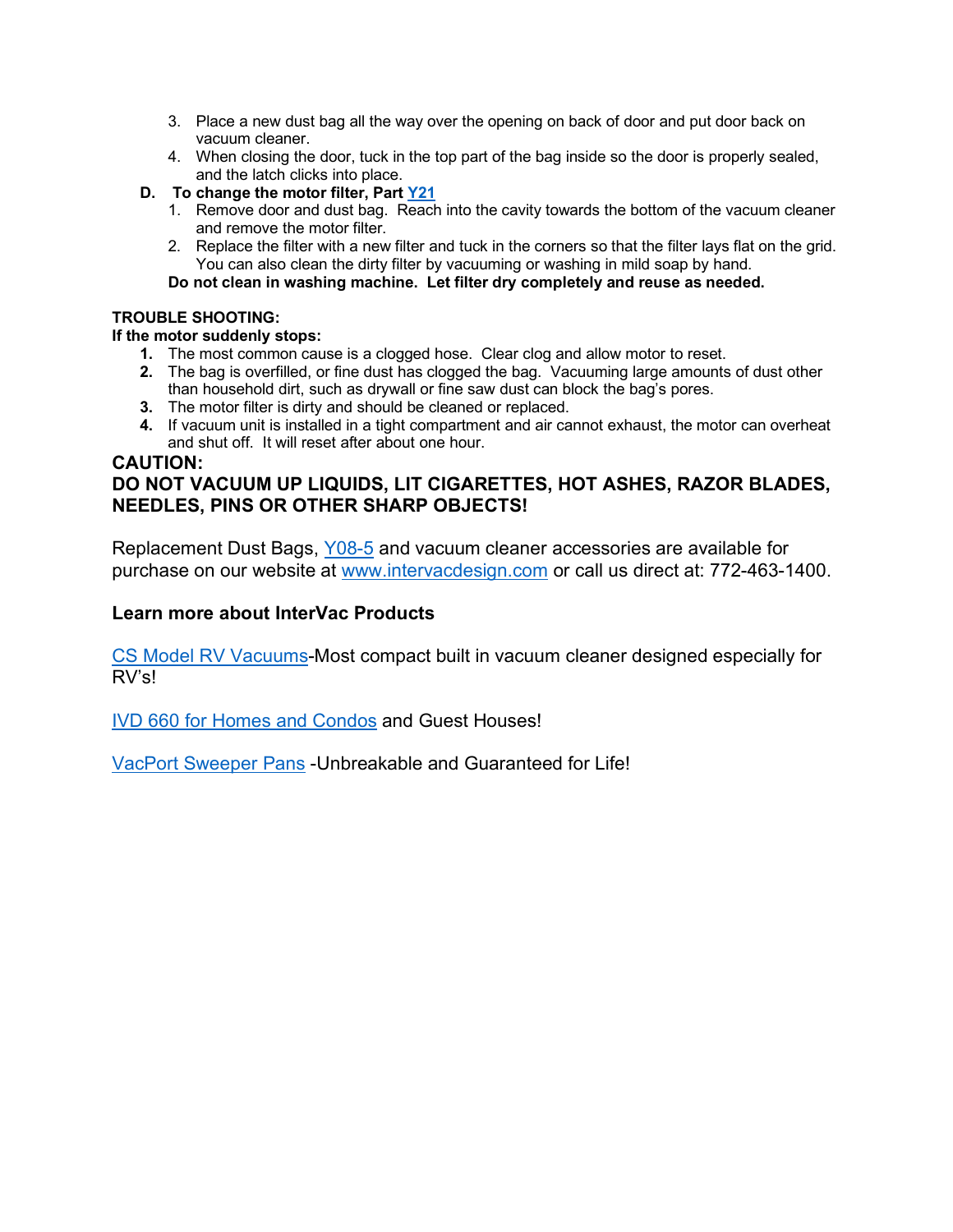3. Place a new dust bag all the way over the opening on back of door and put door back on vacuum cleaner.
4. When closing the door, tuck in the top part of the bag inside so the door is properly sealed, and the latch clicks into place.

**D. To change the motor filter, Part [Y21]**

1. Remove door and dust bag. Reach into the cavity towards the bottom of the vacuum cleaner and remove the motor filter.
2. Replace the filter with a new filter and tuck in the corners so that the filter lays flat on the grid. You can also clean the dirty filter by vacuuming or washing in mild soap by hand.

**Do not clean in washing machine. Let filter dry completely and reuse as needed.**

**TROUBLE SHOOTING:**

**If the motor suddenly stops:**

1. The most common cause is a clogged hose. Clear clog and allow motor to reset.
2. The bag is overfilled, or fine dust has clogged the bag. Vacuuming large amounts of dust other than household dirt, such as drywall or fine saw dust can block the bag's pores.
3. The motor filter is dirty and should be cleaned or replaced.
4. If vacuum unit is installed in a tight compartment and air cannot exhaust, the motor can overheat and shut off. It will reset after about one hour.

## CAUTION:

## DO NOT VACUUM UP LIQUIDS, LIT CIGARETTES, HOT ASHES, RAZOR BLADES, NEEDLES, PINS OR OTHER SHARP OBJECTS!

Replacement Dust Bags, Y08-5 and vacuum cleaner accessories are available for purchase on our website at www.intervacdesign.com or call us direct at: 772-463-1400.

### Learn more about InterVac Products

CS Model RV Vacuums-Most compact built in vacuum cleaner designed especially for RV's!

IVD 660 for Homes and Condos and Guest Houses!

VacPort Sweeper Pans -Unbreakable and Guaranteed for Life!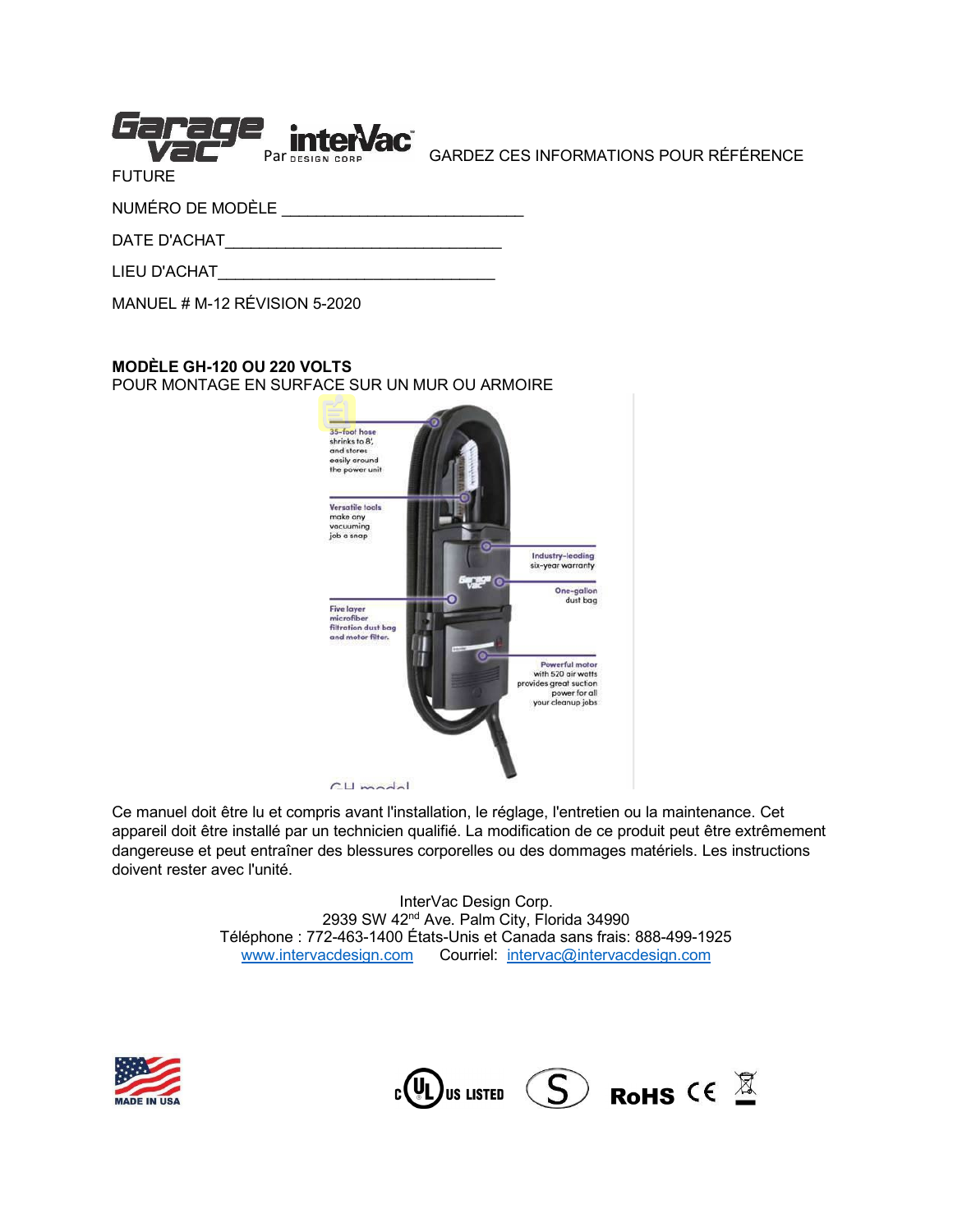Garage Vac Par interVac DESIGN CORP GARDEZ CES INFORMATIONS POUR RÉFÉRENCE FUTURE

NUMÉRO DE MODÈLE ___________________________

DATE D'ACHAT_______________________________

LIEU D'ACHAT_______________________________

MANUEL # M-12 RÉVISION 5-2020

**MODÈLE GH-120 OU 220 VOLTS**
POUR MONTAGE EN SURFACE SUR UN MUR OU ARMOIRE

35-foot hose shrinks to 8', and stores easily around the power unit

Versatile tools make any vacuuming job a snap

Industry-leading six-year warranty

One-gallon dust bag

Five layer microfiber filtration dust bag and motor filter.

Powerful motor with 520 air watts provides great suction power for all your cleanup jobs

GH model

Ce manuel doit être lu et compris avant l'installation, le réglage, l'entretien ou la maintenance. Cet appareil doit être installé par un technicien qualifié. La modification de ce produit peut être extrêmement dangereuse et peut entraîner des blessures corporelles ou des dommages matériels. Les instructions doivent rester avec l'unité.

InterVac Design Corp.
2939 SW 42nd Ave. Palm City, Florida 34990
Téléphone : 772-463-1400 États-Unis et Canada sans frais: 888-499-1925
www.intervacdesign.com     Courriel: intervac@intervacdesign.com

MADE IN USA     c UL US LISTED     S     RoHS     CE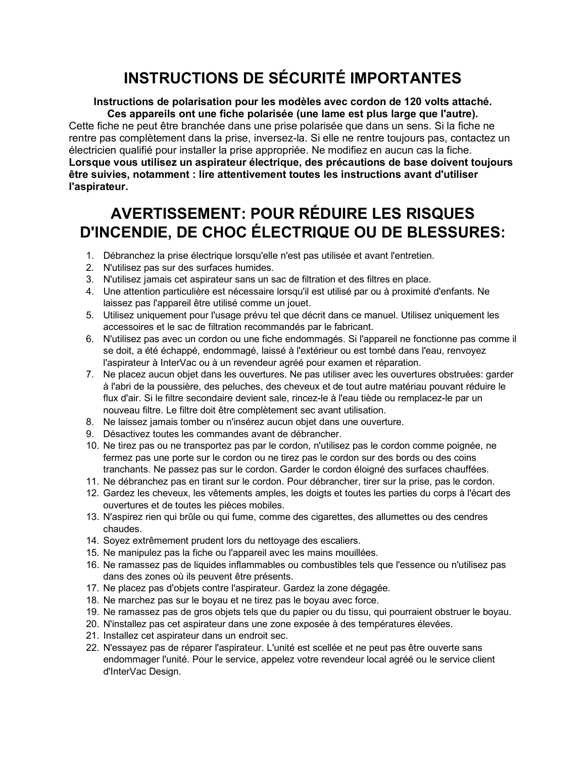# INSTRUCTIONS DE SÉCURITÉ IMPORTANTES

**Instructions de polarisation pour les modèles avec cordon de 120 volts attaché.**
**Ces appareils ont une fiche polarisée (une lame est plus large que l'autre).**

Cette fiche ne peut être branchée dans une prise polarisée que dans un sens. Si la fiche ne rentre pas complètement dans la prise, inversez-la. Si elle ne rentre toujours pas, contactez un électricien qualifié pour installer la prise appropriée. Ne modifiez en aucun cas la fiche. **Lorsque vous utilisez un aspirateur électrique, des précautions de base doivent toujours être suivies, notamment : lire attentivement toutes les instructions avant d'utiliser l'aspirateur.**

# AVERTISSEMENT: POUR RÉDUIRE LES RISQUES D'INCENDIE, DE CHOC ÉLECTRIQUE OU DE BLESSURES:

1. Débranchez la prise électrique lorsqu'elle n'est pas utilisée et avant l'entretien.
2. N'utilisez pas sur des surfaces humides.
3. N'utilisez jamais cet aspirateur sans un sac de filtration et des filtres en place.
4. Une attention particulière est nécessaire lorsqu'il est utilisé par ou à proximité d'enfants. Ne laissez pas l'appareil être utilisé comme un jouet.
5. Utilisez uniquement pour l'usage prévu tel que décrit dans ce manuel. Utilisez uniquement les accessoires et le sac de filtration recommandés par le fabricant.
6. N'utilisez pas avec un cordon ou une fiche endommagés. Si l'appareil ne fonctionne pas comme il se doit, a été échappé, endommagé, laissé à l'extérieur ou est tombé dans l'eau, renvoyez l'aspirateur à InterVac ou à un revendeur agréé pour examen et réparation.
7. Ne placez aucun objet dans les ouvertures. Ne pas utiliser avec les ouvertures obstruées: garder à l'abri de la poussière, des peluches, des cheveux et de tout autre matériau pouvant réduire le flux d'air. Si le filtre secondaire devient sale, rincez-le à l'eau tiède ou remplacez-le par un nouveau filtre. Le filtre doit être complètement sec avant utilisation.
8. Ne laissez jamais tomber ou n'insérez aucun objet dans une ouverture.
9. Désactivez toutes les commandes avant de débrancher.
10. Ne tirez pas ou ne transportez pas par le cordon, n'utilisez pas le cordon comme poignée, ne fermez pas une porte sur le cordon ou ne tirez pas le cordon sur des bords ou des coins tranchants. Ne passez pas sur le cordon. Garder le cordon éloigné des surfaces chauffées.
11. Ne débranchez pas en tirant sur le cordon. Pour débrancher, tirer sur la prise, pas le cordon.
12. Gardez les cheveux, les vêtements amples, les doigts et toutes les parties du corps à l'écart des ouvertures et de toutes les pièces mobiles.
13. N'aspirez rien qui brûle ou qui fume, comme des cigarettes, des allumettes ou des cendres chaudes.
14. Soyez extrêmement prudent lors du nettoyage des escaliers.
15. Ne manipulez pas la fiche ou l'appareil avec les mains mouillées.
16. Ne ramassez pas de liquides inflammables ou combustibles tels que l'essence ou n'utilisez pas dans des zones où ils peuvent être présents.
17. Ne placez pas d'objets contre l'aspirateur. Gardez la zone dégagée.
18. Ne marchez pas sur le boyau et ne tirez pas le boyau avec force.
19. Ne ramassez pas de gros objets tels que du papier ou du tissu, qui pourraient obstruer le boyau.
20. N'installez pas cet aspirateur dans une zone exposée à des températures élevées.
21. Installez cet aspirateur dans un endroit sec.
22. N'essayez pas de réparer l'aspirateur. L'unité est scellée et ne peut pas être ouverte sans endommager l'unité. Pour le service, appelez votre revendeur local agréé ou le service client d'InterVac Design.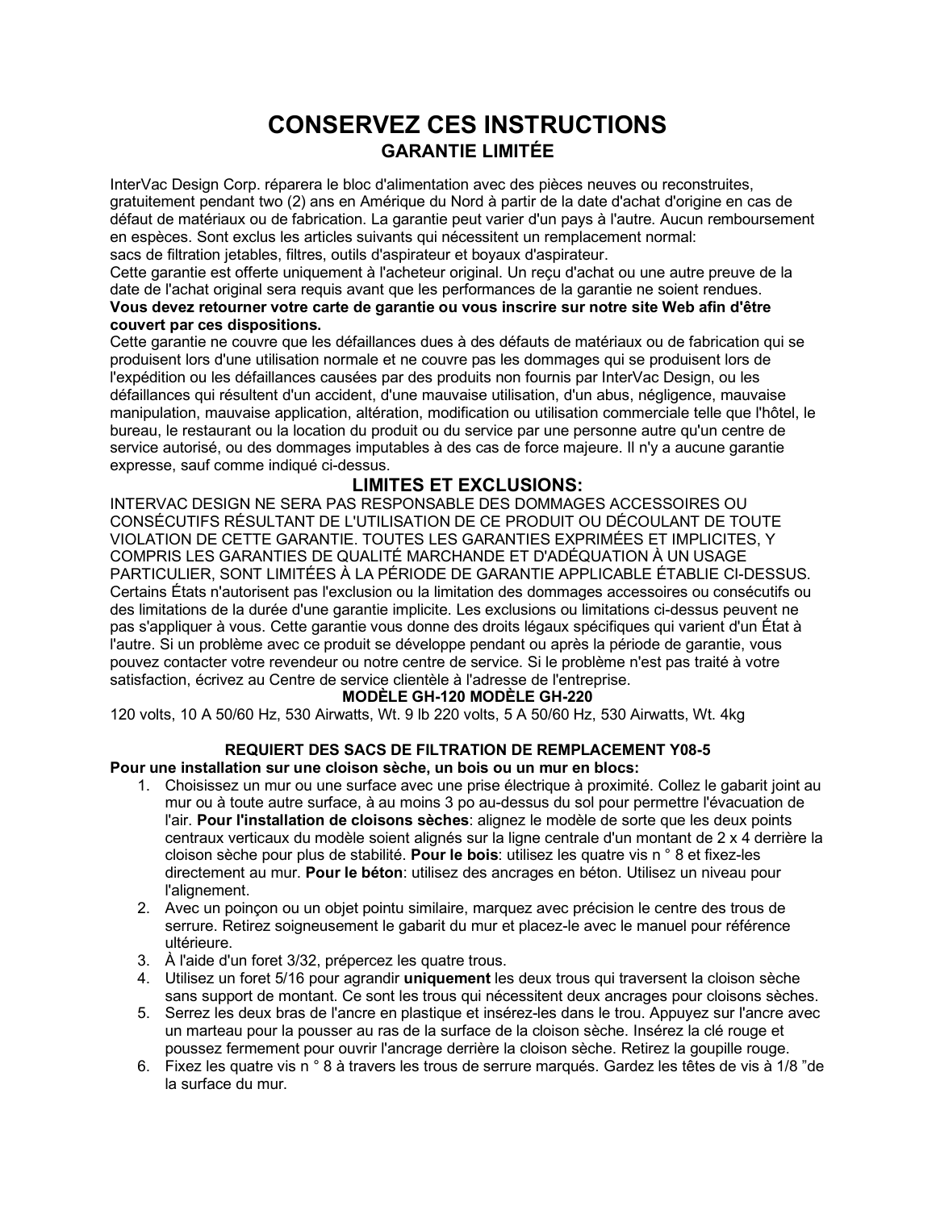# CONSERVEZ CES INSTRUCTIONS

## GARANTIE LIMITÉE

InterVac Design Corp. réparera le bloc d'alimentation avec des pièces neuves ou reconstruites, gratuitement pendant two (2) ans en Amérique du Nord à partir de la date d'achat d'origine en cas de défaut de matériaux ou de fabrication. La garantie peut varier d'un pays à l'autre. Aucun remboursement en espèces. Sont exclus les articles suivants qui nécessitent un remplacement normal:
sacs de filtration jetables, filtres, outils d'aspirateur et boyaux d'aspirateur.
Cette garantie est offerte uniquement à l'acheteur original. Un reçu d'achat ou une autre preuve de la date de l'achat original sera requis avant que les performances de la garantie ne soient rendues.
**Vous devez retourner votre carte de garantie ou vous inscrire sur notre site Web afin d'être couvert par ces dispositions.**
Cette garantie ne couvre que les défaillances dues à des défauts de matériaux ou de fabrication qui se produisent lors d'une utilisation normale et ne couvre pas les dommages qui se produisent lors de l'expédition ou les défaillances causées par des produits non fournis par InterVac Design, ou les défaillances qui résultent d'un accident, d'une mauvaise utilisation, d'un abus, négligence, mauvaise manipulation, mauvaise application, altération, modification ou utilisation commerciale telle que l'hôtel, le bureau, le restaurant ou la location du produit ou du service par une personne autre qu'un centre de service autorisé, ou des dommages imputables à des cas de force majeure. Il n'y a aucune garantie expresse, sauf comme indiqué ci-dessus.

## LIMITES ET EXCLUSIONS:

INTERVAC DESIGN NE SERA PAS RESPONSABLE DES DOMMAGES ACCESSOIRES OU CONSÉCUTIFS RÉSULTANT DE L'UTILISATION DE CE PRODUIT OU DÉCOULANT DE TOUTE VIOLATION DE CETTE GARANTIE. TOUTES LES GARANTIES EXPRIMÉES ET IMPLICITES, Y COMPRIS LES GARANTIES DE QUALITÉ MARCHANDE ET D'ADÉQUATION À UN USAGE PARTICULIER, SONT LIMITÉES À LA PÉRIODE DE GARANTIE APPLICABLE ÉTABLIE CI-DESSUS. Certains États n'autorisent pas l'exclusion ou la limitation des dommages accessoires ou consécutifs ou des limitations de la durée d'une garantie implicite. Les exclusions ou limitations ci-dessus peuvent ne pas s'appliquer à vous. Cette garantie vous donne des droits légaux spécifiques qui varient d'un État à l'autre. Si un problème avec ce produit se développe pendant ou après la période de garantie, vous pouvez contacter votre revendeur ou notre centre de service. Si le problème n'est pas traité à votre satisfaction, écrivez au Centre de service clientèle à l'adresse de l'entreprise.

**MODÈLE GH-120 MODÈLE GH-220**

120 volts, 10 A 50/60 Hz, 530 Airwatts, Wt. 9 lb 220 volts, 5 A 50/60 Hz, 530 Airwatts, Wt. 4kg

**REQUIERT DES SACS DE FILTRATION DE REMPLACEMENT Y08-5**

**Pour une installation sur une cloison sèche, un bois ou un mur en blocs:**

1. Choisissez un mur ou une surface avec une prise électrique à proximité. Collez le gabarit joint au mur ou à toute autre surface, à au moins 3 po au-dessus du sol pour permettre l'évacuation de l'air. **Pour l'installation de cloisons sèches**: alignez le modèle de sorte que les deux points centraux verticaux du modèle soient alignés sur la ligne centrale d'un montant de 2 x 4 derrière la cloison sèche pour plus de stabilité. **Pour le bois**: utilisez les quatre vis n ° 8 et fixez-les directement au mur. **Pour le béton**: utilisez des ancrages en béton. Utilisez un niveau pour l'alignement.
2. Avec un poinçon ou un objet pointu similaire, marquez avec précision le centre des trous de serrure. Retirez soigneusement le gabarit du mur et placez-le avec le manuel pour référence ultérieure.
3. À l'aide d'un foret 3/32, prépercez les quatre trous.
4. Utilisez un foret 5/16 pour agrandir **uniquement** les deux trous qui traversent la cloison sèche sans support de montant. Ce sont les trous qui nécessitent deux ancrages pour cloisons sèches.
5. Serrez les deux bras de l'ancre en plastique et insérez-les dans le trou. Appuyez sur l'ancre avec un marteau pour la pousser au ras de la surface de la cloison sèche. Insérez la clé rouge et poussez fermement pour ouvrir l'ancrage derrière la cloison sèche. Retirez la goupille rouge.
6. Fixez les quatre vis n ° 8 à travers les trous de serrure marqués. Gardez les têtes de vis à 1/8 "de la surface du mur.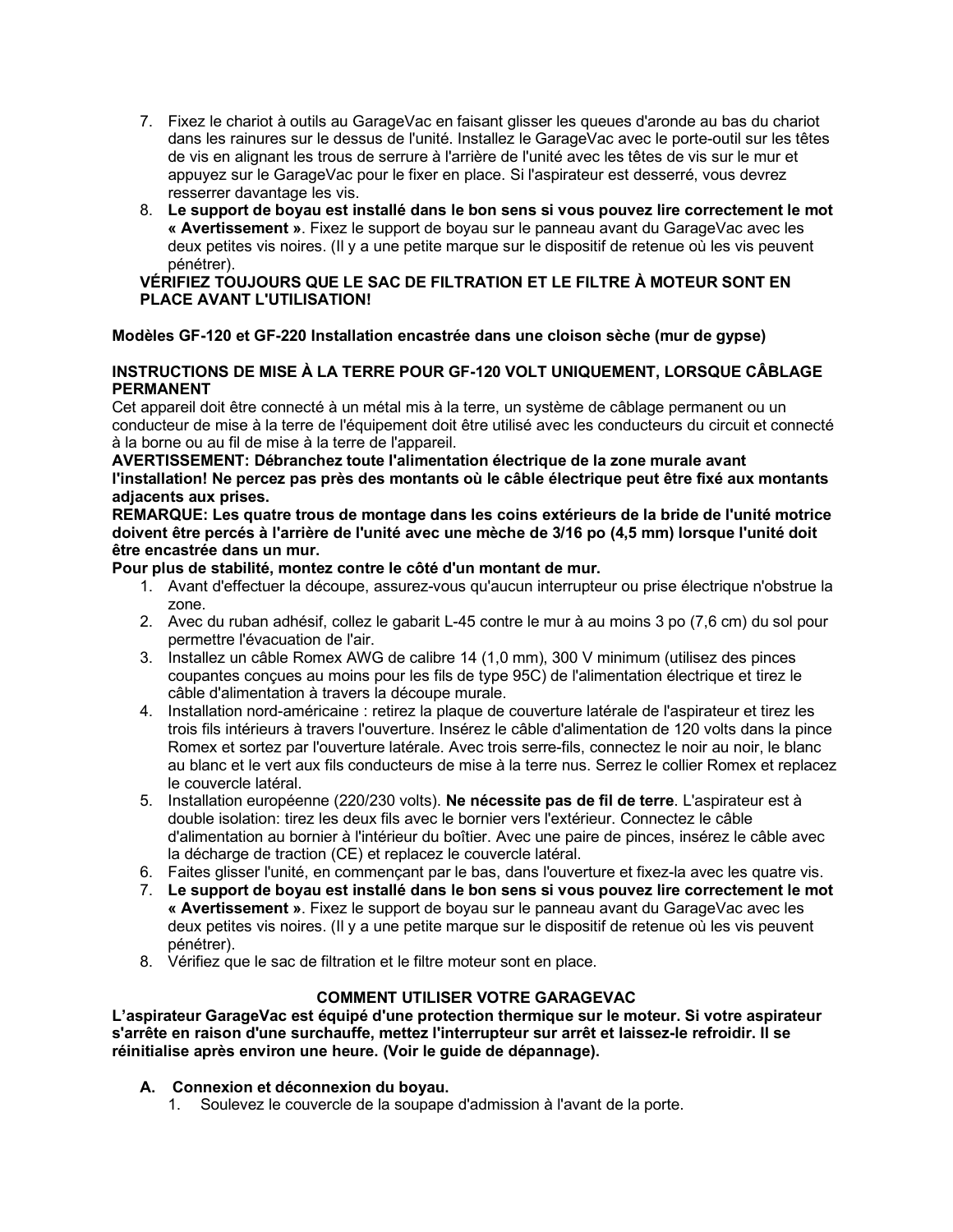7. Fixez le chariot à outils au GarageVac en faisant glisser les queues d'aronde au bas du chariot dans les rainures sur le dessus de l'unité. Installez le GarageVac avec le porte-outil sur les têtes de vis en alignant les trous de serrure à l'arrière de l'unité avec les têtes de vis sur le mur et appuyez sur le GarageVac pour le fixer en place. Si l'aspirateur est desserré, vous devrez resserrer davantage les vis.
8. **Le support de boyau est installé dans le bon sens si vous pouvez lire correctement le mot « Avertissement »**. Fixez le support de boyau sur le panneau avant du GarageVac avec les deux petites vis noires. (Il y a une petite marque sur le dispositif de retenue où les vis peuvent pénétrer).

**VÉRIFIEZ TOUJOURS QUE LE SAC DE FILTRATION ET LE FILTRE À MOTEUR SONT EN PLACE AVANT L'UTILISATION!**

**Modèles GF-120 et GF-220 Installation encastrée dans une cloison sèche (mur de gypse)**

**INSTRUCTIONS DE MISE À LA TERRE POUR GF-120 VOLT UNIQUEMENT, LORSQUE CÂBLAGE PERMANENT**

Cet appareil doit être connecté à un métal mis à la terre, un système de câblage permanent ou un conducteur de mise à la terre de l'équipement doit être utilisé avec les conducteurs du circuit et connecté à la borne ou au fil de mise à la terre de l'appareil.

**AVERTISSEMENT: Débranchez toute l'alimentation électrique de la zone murale avant l'installation! Ne percez pas près des montants où le câble électrique peut être fixé aux montants adjacents aux prises.**

**REMARQUE: Les quatre trous de montage dans les coins extérieurs de la bride de l'unité motrice doivent être percés à l'arrière de l'unité avec une mèche de 3/16 po (4,5 mm) lorsque l'unité doit être encastrée dans un mur.**

**Pour plus de stabilité, montez contre le côté d'un montant de mur.**

1. Avant d'effectuer la découpe, assurez-vous qu'aucun interrupteur ou prise électrique n'obstrue la zone.
2. Avec du ruban adhésif, collez le gabarit L-45 contre le mur à au moins 3 po (7,6 cm) du sol pour permettre l'évacuation de l'air.
3. Installez un câble Romex AWG de calibre 14 (1,0 mm), 300 V minimum (utilisez des pinces coupantes conçues au moins pour les fils de type 95C) de l'alimentation électrique et tirez le câble d'alimentation à travers la découpe murale.
4. Installation nord-américaine : retirez la plaque de couverture latérale de l'aspirateur et tirez les trois fils intérieurs à travers l'ouverture. Insérez le câble d'alimentation de 120 volts dans la pince Romex et sortez par l'ouverture latérale. Avec trois serre-fils, connectez le noir au noir, le blanc au blanc et le vert aux fils conducteurs de mise à la terre nus. Serrez le collier Romex et replacez le couvercle latéral.
5. Installation européenne (220/230 volts). **Ne nécessite pas de fil de terre**. L'aspirateur est à double isolation: tirez les deux fils avec le bornier vers l'extérieur. Connectez le câble d'alimentation au bornier à l'intérieur du boîtier. Avec une paire de pinces, insérez le câble avec la décharge de traction (CE) et replacez le couvercle latéral.
6. Faites glisser l'unité, en commençant par le bas, dans l'ouverture et fixez-la avec les quatre vis.
7. **Le support de boyau est installé dans le bon sens si vous pouvez lire correctement le mot « Avertissement »**. Fixez le support de boyau sur le panneau avant du GarageVac avec les deux petites vis noires. (Il y a une petite marque sur le dispositif de retenue où les vis peuvent pénétrer).
8. Vérifiez que le sac de filtration et le filtre moteur sont en place.

## COMMENT UTILISER VOTRE GARAGEVAC

**L'aspirateur GarageVac est équipé d'une protection thermique sur le moteur. Si votre aspirateur s'arrête en raison d'une surchauffe, mettez l'interrupteur sur arrêt et laissez-le refroidir. Il se réinitialise après environ une heure. (Voir le guide de dépannage).**

**A. Connexion et déconnexion du boyau.**

1. Soulevez le couvercle de la soupape d'admission à l'avant de la porte.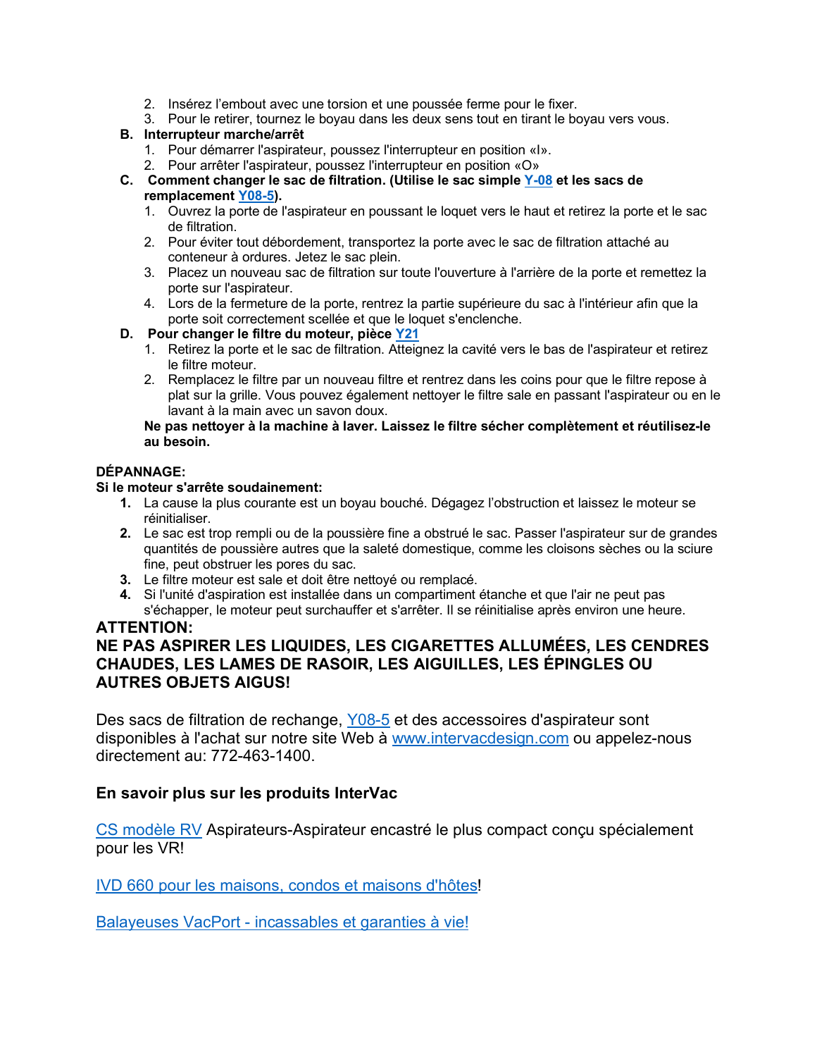2. Insérez l'embout avec une torsion et une poussée ferme pour le fixer.
3. Pour le retirer, tournez le boyau dans les deux sens tout en tirant le boyau vers vous.

**B. Interrupteur marche/arrêt**

1. Pour démarrer l'aspirateur, poussez l'interrupteur en position «I».
2. Pour arrêter l'aspirateur, poussez l'interrupteur en position «O»

**C. Comment changer le sac de filtration. (Utilise le sac simple Y-08 et les sacs de remplacement Y08-5).**

1. Ouvrez la porte de l'aspirateur en poussant le loquet vers le haut et retirez la porte et le sac de filtration.
2. Pour éviter tout débordement, transportez la porte avec le sac de filtration attaché au conteneur à ordures. Jetez le sac plein.
3. Placez un nouveau sac de filtration sur toute l'ouverture à l'arrière de la porte et remettez la porte sur l'aspirateur.
4. Lors de la fermeture de la porte, rentrez la partie supérieure du sac à l'intérieur afin que la porte soit correctement scellée et que le loquet s'enclenche.

**D. Pour changer le filtre du moteur, pièce Y21**

1. Retirez la porte et le sac de filtration. Atteignez la cavité vers le bas de l'aspirateur et retirez le filtre moteur.
2. Remplacez le filtre par un nouveau filtre et rentrez dans les coins pour que le filtre repose à plat sur la grille. Vous pouvez également nettoyer le filtre sale en passant l'aspirateur ou en le lavant à la main avec un savon doux.

**Ne pas nettoyer à la machine à laver. Laissez le filtre sécher complètement et réutilisez-le au besoin.**

**DÉPANNAGE:**

**Si le moteur s'arrête soudainement:**

1. La cause la plus courante est un boyau bouché. Dégagez l'obstruction et laissez le moteur se réinitialiser.
2. Le sac est trop rempli ou de la poussière fine a obstrué le sac. Passer l'aspirateur sur de grandes quantités de poussière autres que la saleté domestique, comme les cloisons sèches ou la sciure fine, peut obstruer les pores du sac.
3. Le filtre moteur est sale et doit être nettoyé ou remplacé.
4. Si l'unité d'aspiration est installée dans un compartiment étanche et que l'air ne peut pas s'échapper, le moteur peut surchauffer et s'arrêter. Il se réinitialise après environ une heure.

**ATTENTION:**
**NE PAS ASPIRER LES LIQUIDES, LES CIGARETTES ALLUMÉES, LES CENDRES CHAUDES, LES LAMES DE RASOIR, LES AIGUILLES, LES ÉPINGLES OU AUTRES OBJETS AIGUS!**

Des sacs de filtration de rechange, Y08-5 et des accessoires d'aspirateur sont disponibles à l'achat sur notre site Web à www.intervacdesign.com ou appelez-nous directement au: 772-463-1400.

**En savoir plus sur les produits InterVac**

CS modèle RV Aspirateurs-Aspirateur encastré le plus compact conçu spécialement pour les VR!

IVD 660 pour les maisons, condos et maisons d'hôtes!

Balayeuses VacPort - incassables et garanties à vie!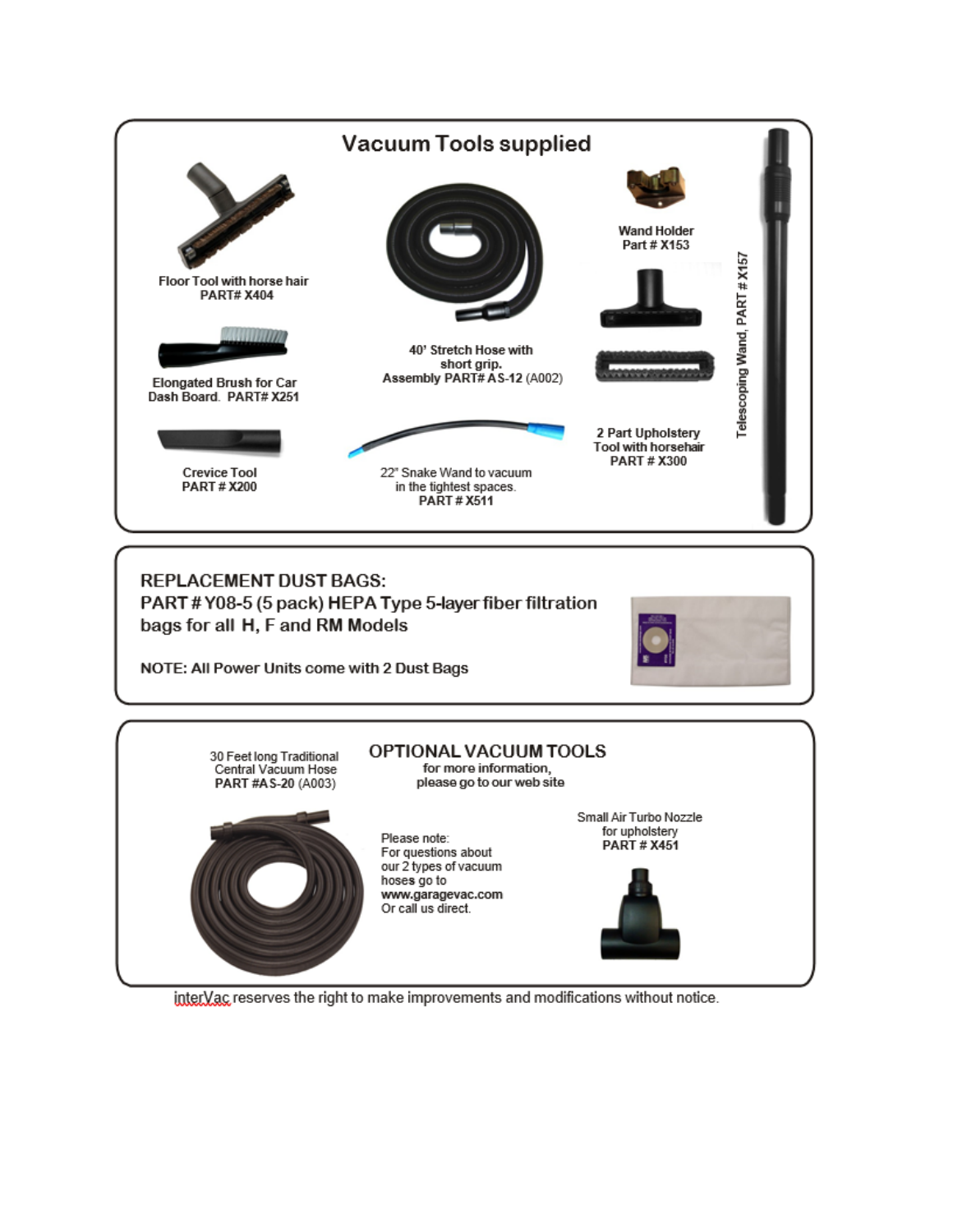## Vacuum Tools supplied

Floor Tool with horse hair
**PART# X404**

Elongated Brush for Car Dash Board. **PART# X251**

Crevice Tool
**PART # X200**

**40' Stretch Hose with short grip.**
**Assembly PART# AS-12** (A002)

22" Snake Wand to vacuum in the tightest spaces.
**PART # X511**

**Wand Holder**
**Part # X153**

**2 Part Upholstery Tool with horsehair**
**PART # X300**

**Telescoping Wand, PART # X157**

**REPLACEMENT DUST BAGS:**
**PART # Y08-5 (5 pack) HEPA Type 5-layer fiber filtration bags for all H, F and RM Models**

**NOTE: All Power Units come with 2 Dust Bags**

## OPTIONAL VACUUM TOOLS

**for more information, please go to our web site**

30 Feet long Traditional Central Vacuum Hose
**PART #AS-20** (A003)

Please note:
For questions about our 2 types of vacuum hoses go to
**www.garagevac.com**
Or call us direct.

Small Air Turbo Nozzle for upholstery
**PART # X451**

interVac reserves the right to make improvements and modifications without notice.